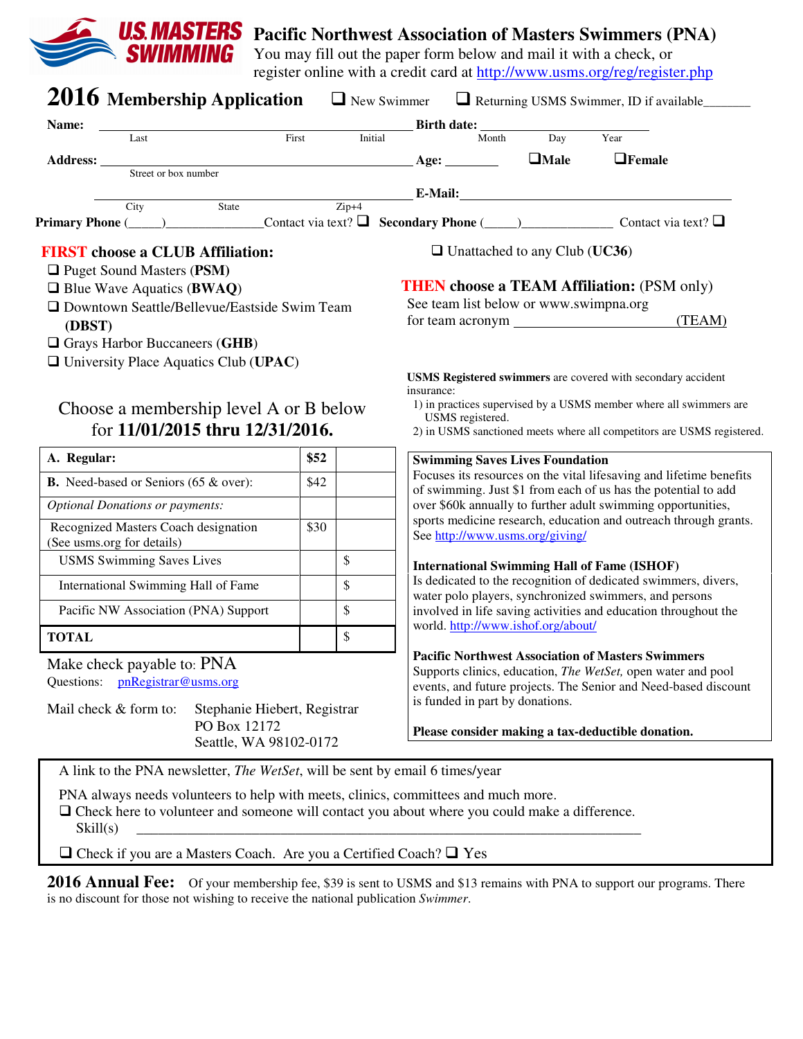US MASTERS SWIMMING

# Pacific Northwest Association of Masters Swimmers (PNA)

You may fill out the paper form below and mail it with a check, or register online with a credit card at http://www.usms.org/reg/register.php

## 2016 Membership Application

❑ New Swimmer ❑ Returning USMS Swimmer, ID if available________

**Name:** ________________________________________ **Birth date:** ____________________
Last First Initial Month Day Year

**Address:** ________________________________________ **Age:** ________ ❑**Male** ❑**Female**
Street or box number

________________________________________ **E-Mail:** ________________________________
City State Zip+4

**Primary Phone** (_____)______________Contact via text? ❑ **Secondary Phone** (_____)_____________ Contact via text? ❑

### FIRST choose a CLUB Affiliation:

- ❑ Puget Sound Masters (**PSM**)
- ❑ Blue Wave Aquatics (**BWAQ**)
- ❑ Downtown Seattle/Bellevue/Eastside Swim Team (**DBST**)
- ❑ Grays Harbor Buccaneers (**GHB**)
- ❑ University Place Aquatics Club (**UPAC**)
- ❑ Unattached to any Club (**UC36**)

### THEN choose a TEAM Affiliation: (PSM only)

See team list below or www.swimpna.org for team acronym ______________________ (TEAM)

**USMS Registered swimmers** are covered with secondary accident insurance:

1) in practices supervised by a USMS member where all swimmers are USMS registered.
2) in USMS sanctioned meets where all competitors are USMS registered.

Choose a membership level A or B below for **11/01/2015 thru 12/31/2016.**

| **A. Regular:** | **$52** | |
|---|---|---|
| **B.** Need-based or Seniors (65 & over): | $42 | |
| *Optional Donations or payments:* | | |
| Recognized Masters Coach designation (See usms.org for details) | $30 | |
| USMS Swimming Saves Lives | | $ |
| International Swimming Hall of Fame | | $ |
| Pacific NW Association (PNA) Support | | $ |
| **TOTAL** | | $ |

Make check payable to: PNA
Questions: pnRegistrar@usms.org

Mail check & form to: Stephanie Hiebert, Registrar
PO Box 12172
Seattle, WA 98102-0172

**Swimming Saves Lives Foundation**
Focuses its resources on the vital lifesaving and lifetime benefits of swimming. Just $1 from each of us has the potential to add over $60k annually to further adult swimming opportunities, sports medicine research, education and outreach through grants. See http://www.usms.org/giving/

**International Swimming Hall of Fame (ISHOF)**
Is dedicated to the recognition of dedicated swimmers, divers, water polo players, synchronized swimmers, and persons involved in life saving activities and education throughout the world. http://www.ishof.org/about/

**Pacific Northwest Association of Masters Swimmers**
Supports clinics, education, *The WetSet,* open water and pool events, and future projects. The Senior and Need-based discount is funded in part by donations.

**Please consider making a tax-deductible donation.**

A link to the PNA newsletter, *The WetSet*, will be sent by email 6 times/year

PNA always needs volunteers to help with meets, clinics, committees and much more.
❑ Check here to volunteer and someone will contact you about where you could make a difference.
Skill(s) ____________________________________________________________

❑ Check if you are a Masters Coach. Are you a Certified Coach? ❑ Yes

**2016 Annual Fee:** Of your membership fee, $39 is sent to USMS and $13 remains with PNA to support our programs. There is no discount for those not wishing to receive the national publication *Swimmer*.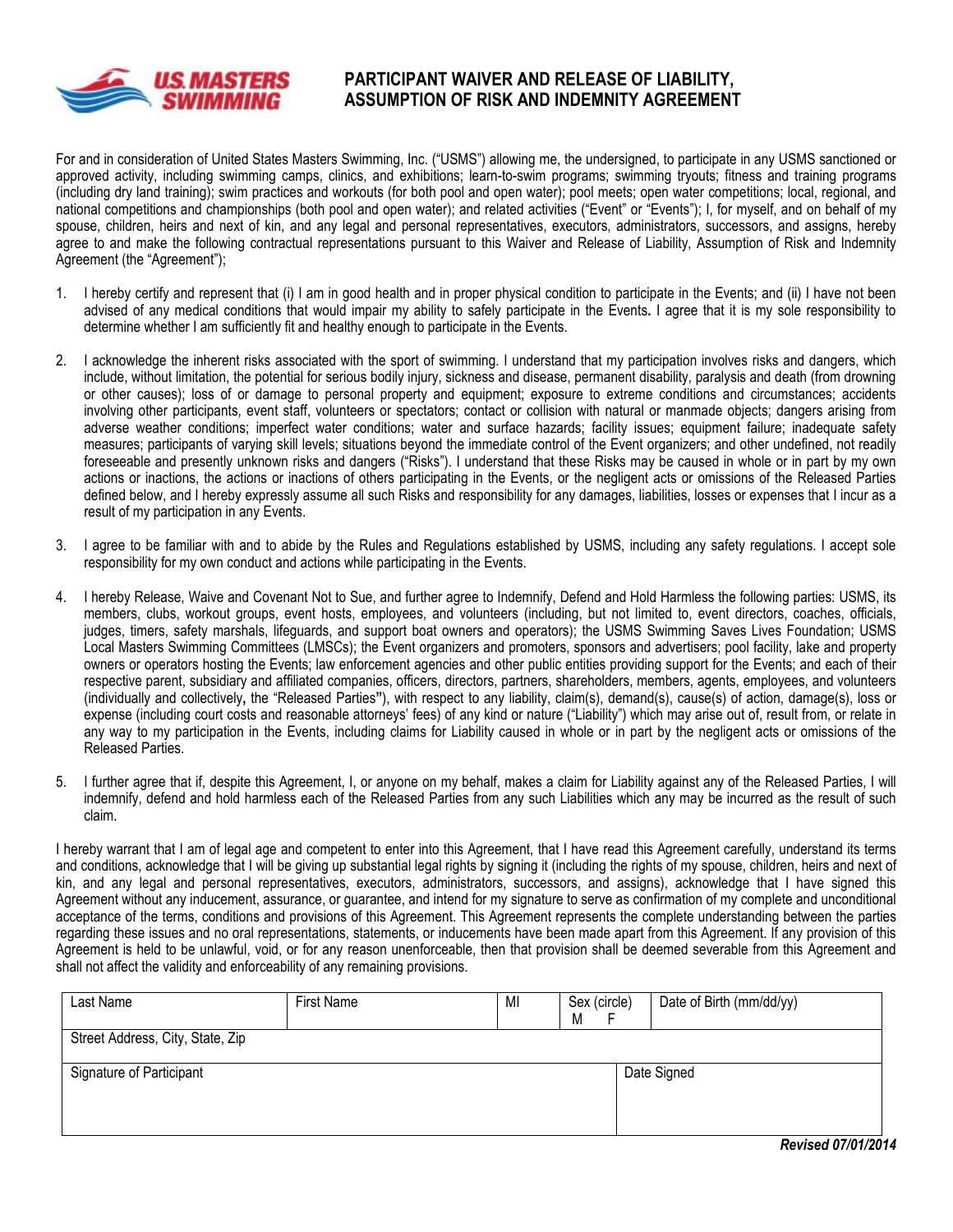# PARTICIPANT WAIVER AND RELEASE OF LIABILITY, ASSUMPTION OF RISK AND INDEMNITY AGREEMENT

For and in consideration of United States Masters Swimming, Inc. ("USMS") allowing me, the undersigned, to participate in any USMS sanctioned or approved activity, including swimming camps, clinics, and exhibitions; learn-to-swim programs; swimming tryouts; fitness and training programs (including dry land training); swim practices and workouts (for both pool and open water); pool meets; open water competitions; local, regional, and national competitions and championships (both pool and open water); and related activities ("Event" or "Events"); I, for myself, and on behalf of my spouse, children, heirs and next of kin, and any legal and personal representatives, executors, administrators, successors, and assigns, hereby agree to and make the following contractual representations pursuant to this Waiver and Release of Liability, Assumption of Risk and Indemnity Agreement (the "Agreement");

1. I hereby certify and represent that (i) I am in good health and in proper physical condition to participate in the Events; and (ii) I have not been advised of any medical conditions that would impair my ability to safely participate in the Events**.** I agree that it is my sole responsibility to determine whether I am sufficiently fit and healthy enough to participate in the Events.

2. I acknowledge the inherent risks associated with the sport of swimming. I understand that my participation involves risks and dangers, which include, without limitation, the potential for serious bodily injury, sickness and disease, permanent disability, paralysis and death (from drowning or other causes); loss of or damage to personal property and equipment; exposure to extreme conditions and circumstances; accidents involving other participants, event staff, volunteers or spectators; contact or collision with natural or manmade objects; dangers arising from adverse weather conditions; imperfect water conditions; water and surface hazards; facility issues; equipment failure; inadequate safety measures; participants of varying skill levels; situations beyond the immediate control of the Event organizers; and other undefined, not readily foreseeable and presently unknown risks and dangers ("Risks"). I understand that these Risks may be caused in whole or in part by my own actions or inactions, the actions or inactions of others participating in the Events, or the negligent acts or omissions of the Released Parties defined below, and I hereby expressly assume all such Risks and responsibility for any damages, liabilities, losses or expenses that I incur as a result of my participation in any Events.

3. I agree to be familiar with and to abide by the Rules and Regulations established by USMS, including any safety regulations. I accept sole responsibility for my own conduct and actions while participating in the Events.

4. I hereby Release, Waive and Covenant Not to Sue, and further agree to Indemnify, Defend and Hold Harmless the following parties: USMS, its members, clubs, workout groups, event hosts, employees, and volunteers (including, but not limited to, event directors, coaches, officials, judges, timers, safety marshals, lifeguards, and support boat owners and operators); the USMS Swimming Saves Lives Foundation; USMS Local Masters Swimming Committees (LMSCs); the Event organizers and promoters, sponsors and advertisers; pool facility, lake and property owners or operators hosting the Events; law enforcement agencies and other public entities providing support for the Events; and each of their respective parent, subsidiary and affiliated companies, officers, directors, partners, shareholders, members, agents, employees, and volunteers (individually and collectively**,** the "Released Parties**"**), with respect to any liability, claim(s), demand(s), cause(s) of action, damage(s), loss or expense (including court costs and reasonable attorneys' fees) of any kind or nature ("Liability") which may arise out of, result from, or relate in any way to my participation in the Events, including claims for Liability caused in whole or in part by the negligent acts or omissions of the Released Parties.

5. I further agree that if, despite this Agreement, I, or anyone on my behalf, makes a claim for Liability against any of the Released Parties, I will indemnify, defend and hold harmless each of the Released Parties from any such Liabilities which any may be incurred as the result of such claim.

I hereby warrant that I am of legal age and competent to enter into this Agreement, that I have read this Agreement carefully, understand its terms and conditions, acknowledge that I will be giving up substantial legal rights by signing it (including the rights of my spouse, children, heirs and next of kin, and any legal and personal representatives, executors, administrators, successors, and assigns), acknowledge that I have signed this Agreement without any inducement, assurance, or guarantee, and intend for my signature to serve as confirmation of my complete and unconditional acceptance of the terms, conditions and provisions of this Agreement. This Agreement represents the complete understanding between the parties regarding these issues and no oral representations, statements, or inducements have been made apart from this Agreement. If any provision of this Agreement is held to be unlawful, void, or for any reason unenforceable, then that provision shall be deemed severable from this Agreement and shall not affect the validity and enforceability of any remaining provisions.

| Last Name | First Name | MI | Sex (circle) M F | Date of Birth (mm/dd/yy) |
|---|---|---|---|---|
| Street Address, City, State, Zip | | | | |
| Signature of Participant | | | | Date Signed |

***Revised 07/01/2014***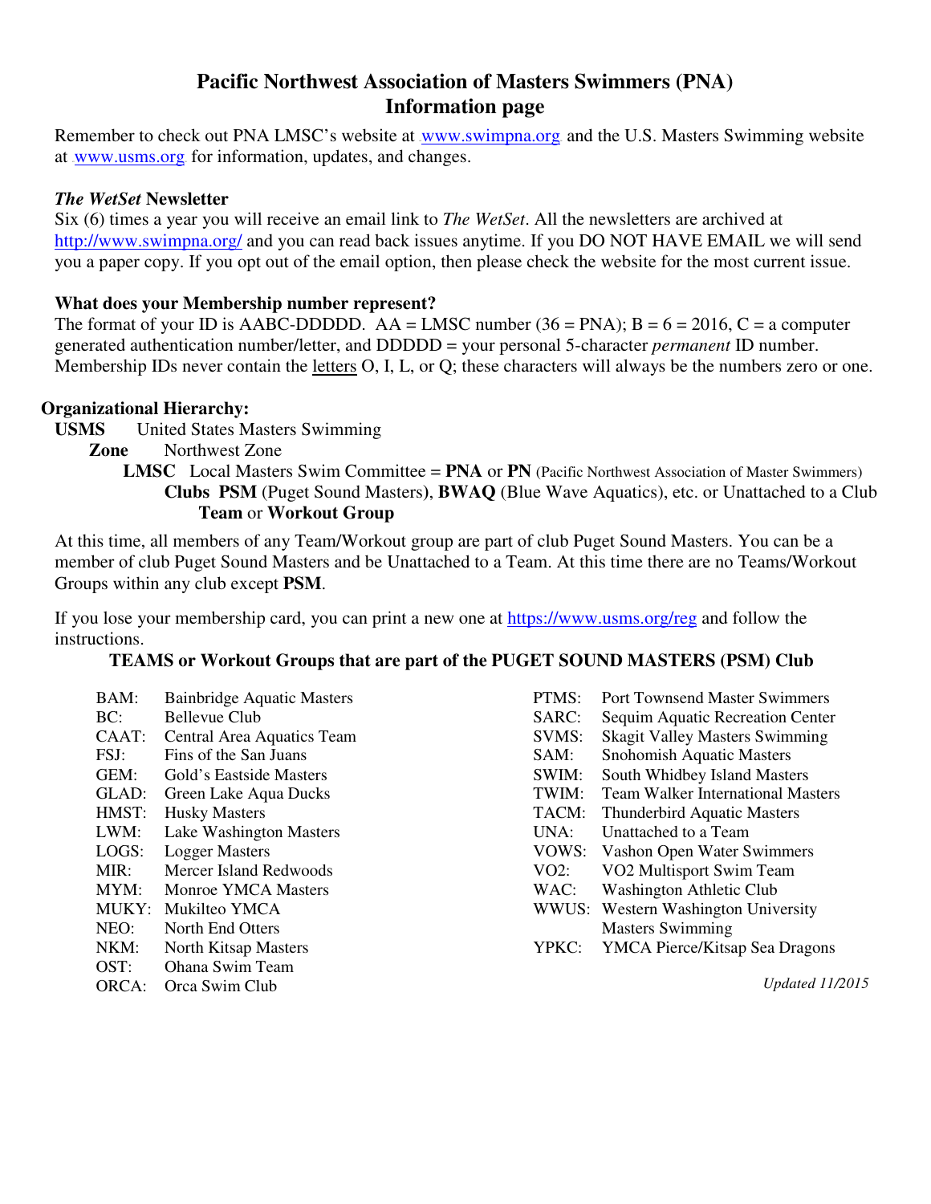# Pacific Northwest Association of Masters Swimmers (PNA) Information page

Remember to check out PNA LMSC's website at www.swimpna.org and the U.S. Masters Swimming website at www.usms.org for information, updates, and changes.

### *The WetSet* Newsletter

Six (6) times a year you will receive an email link to *The WetSet*. All the newsletters are archived at http://www.swimpna.org/ and you can read back issues anytime. If you DO NOT HAVE EMAIL we will send you a paper copy. If you opt out of the email option, then please check the website for the most current issue.

### What does your Membership number represent?

The format of your ID is AABC-DDDDD. AA = LMSC number (36 = PNA); B = 6 = 2016, C = a computer generated authentication number/letter, and DDDDD = your personal 5-character *permanent* ID number. Membership IDs never contain the letters O, I, L, or Q; these characters will always be the numbers zero or one.

### Organizational Hierarchy:

- **USMS** United States Masters Swimming
  - **Zone** Northwest Zone
    - **LMSC** Local Masters Swim Committee = **PNA** or **PN** (Pacific Northwest Association of Master Swimmers)
      - **Clubs** **PSM** (Puget Sound Masters), **BWAQ** (Blue Wave Aquatics), etc. or Unattached to a Club
        - **Team** or **Workout Group**

At this time, all members of any Team/Workout group are part of club Puget Sound Masters. You can be a member of club Puget Sound Masters and be Unattached to a Team. At this time there are no Teams/Workout Groups within any club except **PSM**.

If you lose your membership card, you can print a new one at https://www.usms.org/reg and follow the instructions.

### TEAMS or Workout Groups that are part of the PUGET SOUND MASTERS (PSM) Club

- BAM: Bainbridge Aquatic Masters
- BC: Bellevue Club
- CAAT: Central Area Aquatics Team
- FSJ: Fins of the San Juans
- GEM: Gold's Eastside Masters
- GLAD: Green Lake Aqua Ducks
- HMST: Husky Masters
- LWM: Lake Washington Masters
- LOGS: Logger Masters
- MIR: Mercer Island Redwoods
- MYM: Monroe YMCA Masters
- MUKY: Mukilteo YMCA
- NEO: North End Otters
- NKM: North Kitsap Masters
- OST: Ohana Swim Team
- ORCA: Orca Swim Club
- PTMS: Port Townsend Master Swimmers
- SARC: Sequim Aquatic Recreation Center
- SVMS: Skagit Valley Masters Swimming
- SAM: Snohomish Aquatic Masters
- SWIM: South Whidbey Island Masters
- TWIM: Team Walker International Masters
- TACM: Thunderbird Aquatic Masters
- UNA: Unattached to a Team
- VOWS: Vashon Open Water Swimmers
- VO2: VO2 Multisport Swim Team
- WAC: Washington Athletic Club
- WWUS: Western Washington University Masters Swimming
- YPKC: YMCA Pierce/Kitsap Sea Dragons

*Updated 11/2015*